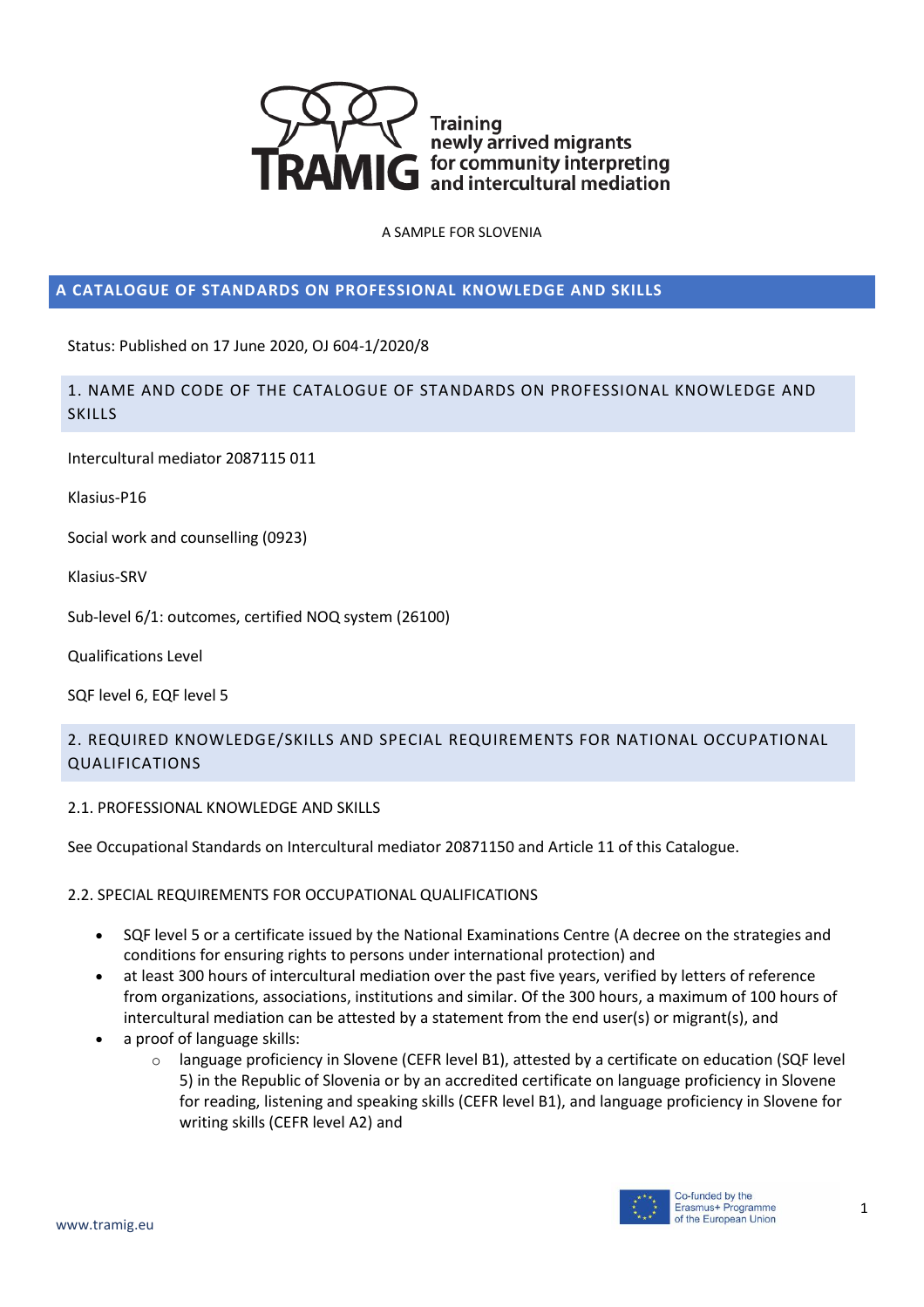Training newly arrived migrants for community interpreting and intercultural mediation

A SAMPLE FOR SLOVENIA

# A CATALOGUE OF STANDARDS ON PROFESSIONAL KNOWLEDGE AND SKILLS

Status: Published on 17 June 2020, OJ 604-1/2020/8

## 1. NAME AND CODE OF THE CATALOGUE OF STANDARDS ON PROFESSIONAL KNOWLEDGE AND SKILLS

Intercultural mediator 2087115 011

Klasius-P16

Social work and counselling (0923)

Klasius-SRV

Sub-level 6/1: outcomes, certified NOQ system (26100)

Qualifications Level

SQF level 6, EQF level 5

## 2. REQUIRED KNOWLEDGE/SKILLS AND SPECIAL REQUIREMENTS FOR NATIONAL OCCUPATIONAL QUALIFICATIONS

### 2.1. PROFESSIONAL KNOWLEDGE AND SKILLS

See Occupational Standards on Intercultural mediator 20871150 and Article 11 of this Catalogue.

### 2.2. SPECIAL REQUIREMENTS FOR OCCUPATIONAL QUALIFICATIONS

- SQF level 5 or a certificate issued by the National Examinations Centre (A decree on the strategies and conditions for ensuring rights to persons under international protection) and
- at least 300 hours of intercultural mediation over the past five years, verified by letters of reference from organizations, associations, institutions and similar. Of the 300 hours, a maximum of 100 hours of intercultural mediation can be attested by a statement from the end user(s) or migrant(s), and
- a proof of language skills:
    - language proficiency in Slovene (CEFR level B1), attested by a certificate on education (SQF level 5) in the Republic of Slovenia or by an accredited certificate on language proficiency in Slovene for reading, listening and speaking skills (CEFR level B1), and language proficiency in Slovene for writing skills (CEFR level A2) and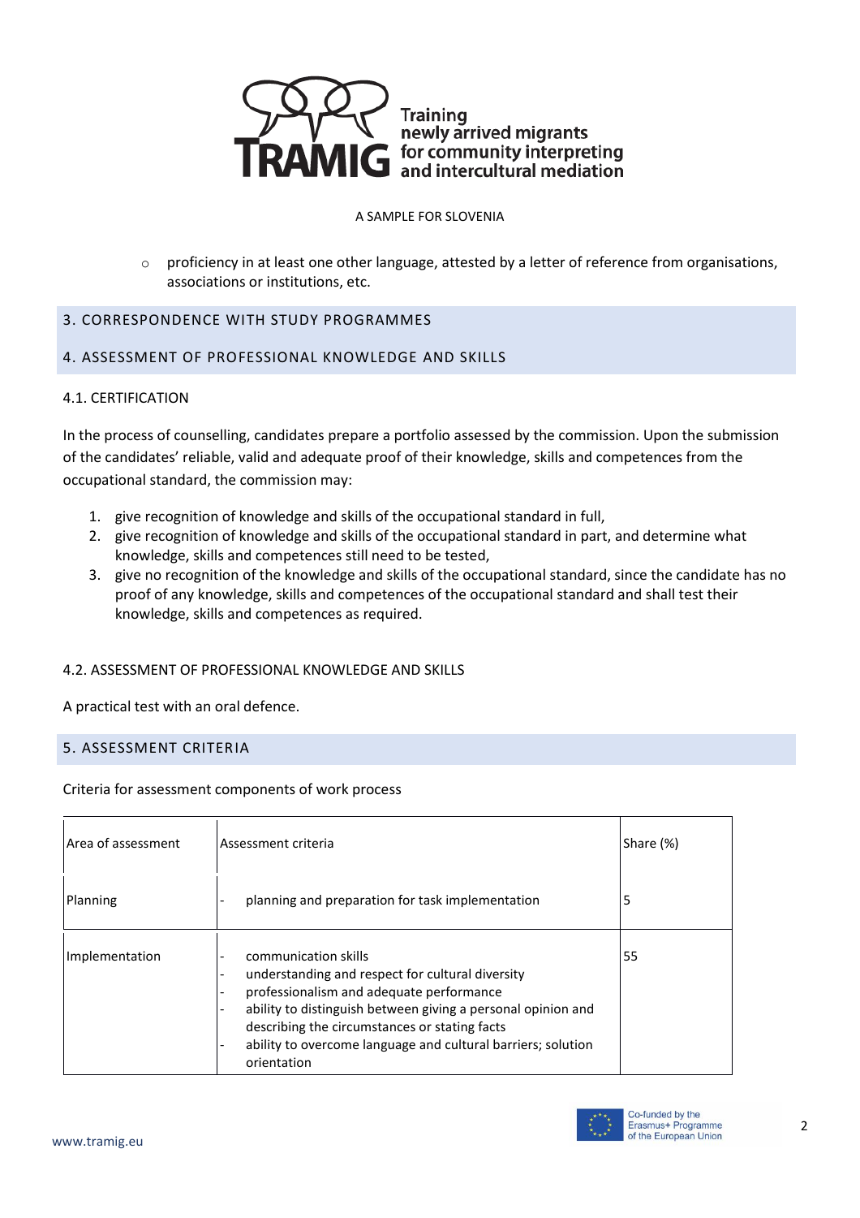- proficiency in at least one other language, attested by a letter of reference from organisations, associations or institutions, etc.

## 3. CORRESPONDENCE WITH STUDY PROGRAMMES

## 4. ASSESSMENT OF PROFESSIONAL KNOWLEDGE AND SKILLS

### 4.1. CERTIFICATION

In the process of counselling, candidates prepare a portfolio assessed by the commission. Upon the submission of the candidates' reliable, valid and adequate proof of their knowledge, skills and competences from the occupational standard, the commission may:

1. give recognition of knowledge and skills of the occupational standard in full,
2. give recognition of knowledge and skills of the occupational standard in part, and determine what knowledge, skills and competences still need to be tested,
3. give no recognition of the knowledge and skills of the occupational standard, since the candidate has no proof of any knowledge, skills and competences of the occupational standard and shall test their knowledge, skills and competences as required.

### 4.2. ASSESSMENT OF PROFESSIONAL KNOWLEDGE AND SKILLS

A practical test with an oral defence.

## 5. ASSESSMENT CRITERIA

Criteria for assessment components of work process

| Area of assessment | Assessment criteria | Share (%) |
|---|---|---|
| Planning | - planning and preparation for task implementation | 5 |
| Implementation | - communication skills<br>- understanding and respect for cultural diversity<br>- professionalism and adequate performance<br>- ability to distinguish between giving a personal opinion and describing the circumstances or stating facts<br>- ability to overcome language and cultural barriers; solution orientation | 55 |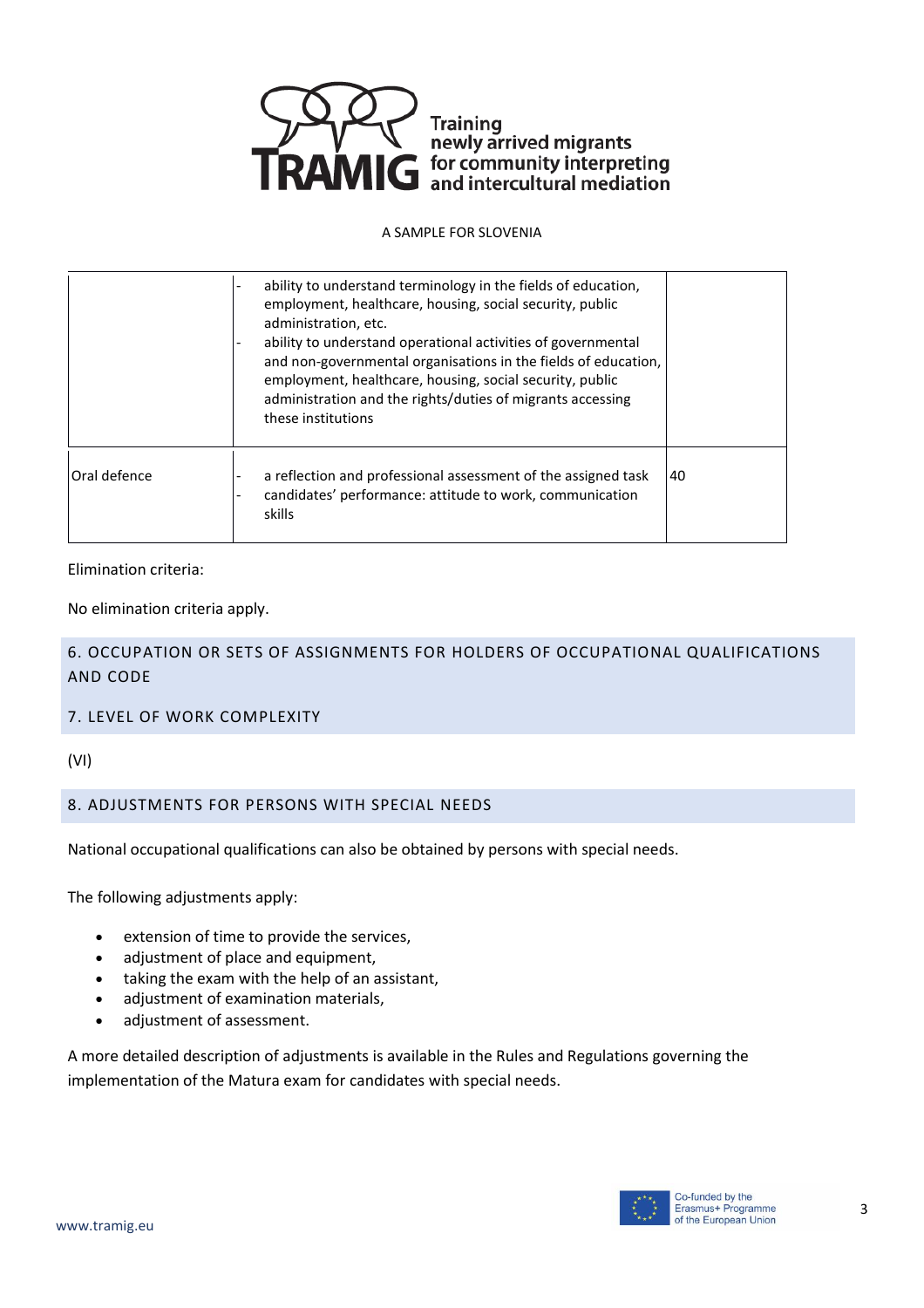A SAMPLE FOR SLOVENIA

| | | |
|---|---|---|
| | - ability to understand terminology in the fields of education, employment, healthcare, housing, social security, public administration, etc.<br>- ability to understand operational activities of governmental and non-governmental organisations in the fields of education, employment, healthcare, housing, social security, public administration and the rights/duties of migrants accessing these institutions | |
| Oral defence | - a reflection and professional assessment of the assigned task<br>- candidates' performance: attitude to work, communication skills | 40 |

Elimination criteria:

No elimination criteria apply.

## 6. OCCUPATION OR SETS OF ASSIGNMENTS FOR HOLDERS OF OCCUPATIONAL QUALIFICATIONS AND CODE

## 7. LEVEL OF WORK COMPLEXITY

(VI)

## 8. ADJUSTMENTS FOR PERSONS WITH SPECIAL NEEDS

National occupational qualifications can also be obtained by persons with special needs.

The following adjustments apply:

- extension of time to provide the services,
- adjustment of place and equipment,
- taking the exam with the help of an assistant,
- adjustment of examination materials,
- adjustment of assessment.

A more detailed description of adjustments is available in the Rules and Regulations governing the implementation of the Matura exam for candidates with special needs.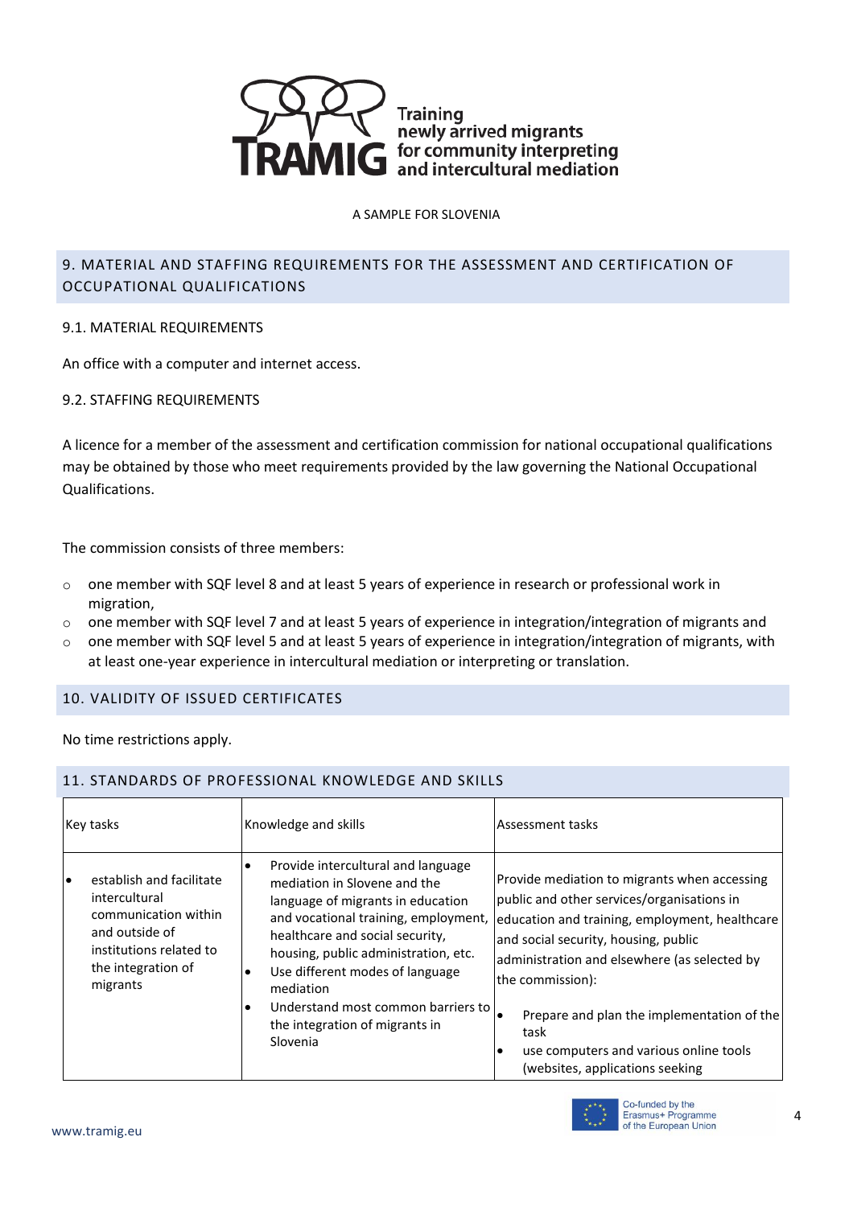A SAMPLE FOR SLOVENIA

## 9. MATERIAL AND STAFFING REQUIREMENTS FOR THE ASSESSMENT AND CERTIFICATION OF OCCUPATIONAL QUALIFICATIONS

### 9.1. MATERIAL REQUIREMENTS

An office with a computer and internet access.

### 9.2. STAFFING REQUIREMENTS

A licence for a member of the assessment and certification commission for national occupational qualifications may be obtained by those who meet requirements provided by the law governing the National Occupational Qualifications.

The commission consists of three members:

- one member with SQF level 8 and at least 5 years of experience in research or professional work in migration,
- one member with SQF level 7 and at least 5 years of experience in integration/integration of migrants and
- one member with SQF level 5 and at least 5 years of experience in integration/integration of migrants, with at least one-year experience in intercultural mediation or interpreting or translation.

## 10. VALIDITY OF ISSUED CERTIFICATES

No time restrictions apply.

## 11. STANDARDS OF PROFESSIONAL KNOWLEDGE AND SKILLS

| Key tasks | Knowledge and skills | Assessment tasks |
|---|---|---|
| • establish and facilitate intercultural communication within and outside of institutions related to the integration of migrants | • Provide intercultural and language mediation in Slovene and the language of migrants in education and vocational training, employment, healthcare and social security, housing, public administration, etc.<br>• Use different modes of language mediation<br>• Understand most common barriers to the integration of migrants in Slovenia | Provide mediation to migrants when accessing public and other services/organisations in education and training, employment, healthcare and social security, housing, public administration and elsewhere (as selected by the commission):<br>• Prepare and plan the implementation of the task<br>• use computers and various online tools (websites, applications seeking |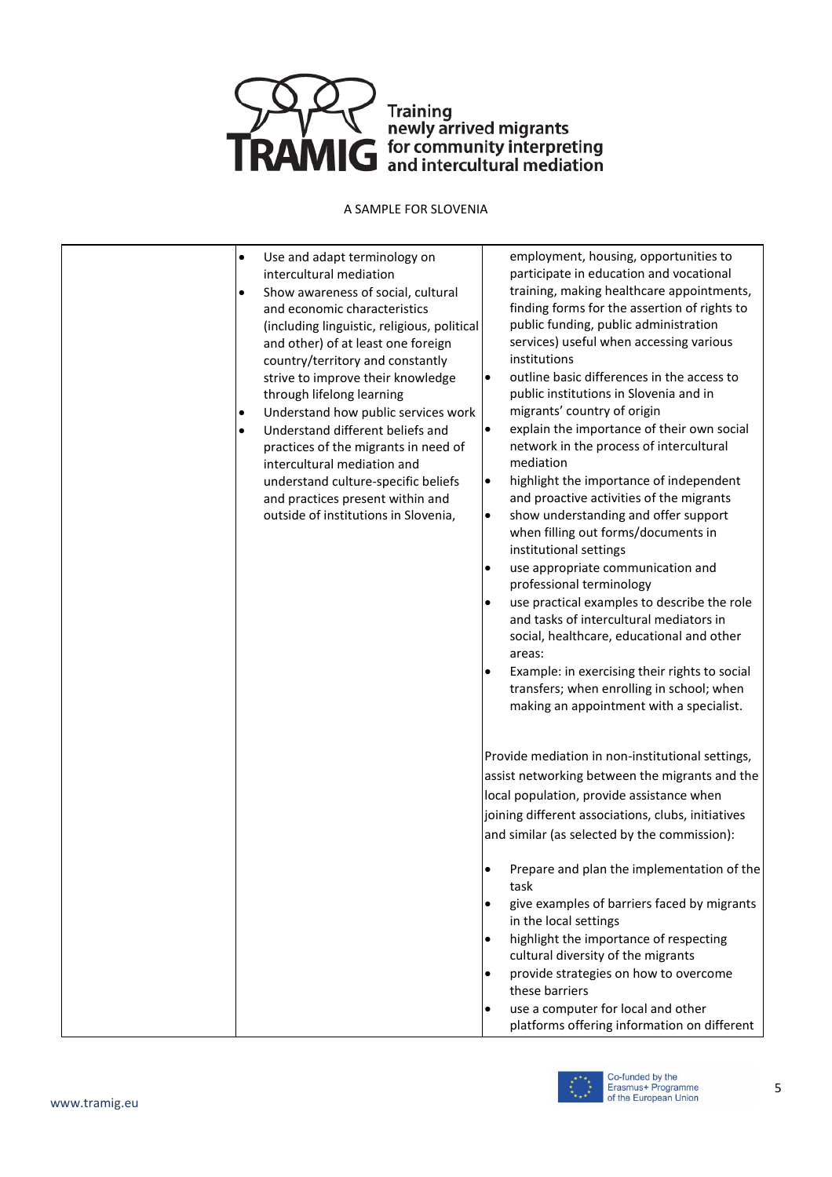A SAMPLE FOR SLOVENIA

| | | |
|---|---|---|
| | • Use and adapt terminology on intercultural mediation<br>• Show awareness of social, cultural and economic characteristics (including linguistic, religious, political and other) of at least one foreign country/territory and constantly strive to improve their knowledge through lifelong learning<br>• Understand how public services work<br>• Understand different beliefs and practices of the migrants in need of intercultural mediation and understand culture-specific beliefs and practices present within and outside of institutions in Slovenia, | employment, housing, opportunities to participate in education and vocational training, making healthcare appointments, finding forms for the assertion of rights to public funding, public administration services) useful when accessing various institutions<br>• outline basic differences in the access to public institutions in Slovenia and in migrants' country of origin<br>• explain the importance of their own social network in the process of intercultural mediation<br>• highlight the importance of independent and proactive activities of the migrants<br>• show understanding and offer support when filling out forms/documents in institutional settings<br>• use appropriate communication and professional terminology<br>• use practical examples to describe the role and tasks of intercultural mediators in social, healthcare, educational and other areas:<br>• Example: in exercising their rights to social transfers; when enrolling in school; when making an appointment with a specialist.<br><br>Provide mediation in non-institutional settings, assist networking between the migrants and the local population, provide assistance when joining different associations, clubs, initiatives and similar (as selected by the commission):<br><br>• Prepare and plan the implementation of the task<br>• give examples of barriers faced by migrants in the local settings<br>• highlight the importance of respecting cultural diversity of the migrants<br>• provide strategies on how to overcome these barriers<br>• use a computer for local and other platforms offering information on different |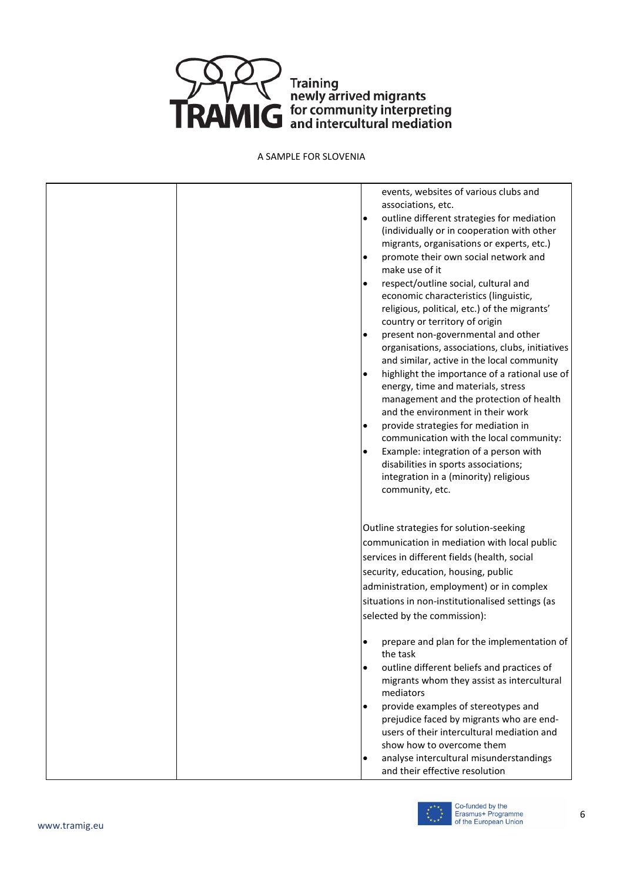A SAMPLE FOR SLOVENIA

| | | |
|---|---|---|
| | | events, websites of various clubs and associations, etc.<br>• outline different strategies for mediation (individually or in cooperation with other migrants, organisations or experts, etc.)<br>• promote their own social network and make use of it<br>• respect/outline social, cultural and economic characteristics (linguistic, religious, political, etc.) of the migrants' country or territory of origin<br>• present non-governmental and other organisations, associations, clubs, initiatives and similar, active in the local community<br>• highlight the importance of a rational use of energy, time and materials, stress management and the protection of health and the environment in their work<br>• provide strategies for mediation in communication with the local community:<br>• Example: integration of a person with disabilities in sports associations; integration in a (minority) religious community, etc.<br><br>Outline strategies for solution-seeking communication in mediation with local public services in different fields (health, social security, education, housing, public administration, employment) or in complex situations in non-institutionalised settings (as selected by the commission):<br><br>• prepare and plan for the implementation of the task<br>• outline different beliefs and practices of migrants whom they assist as intercultural mediators<br>• provide examples of stereotypes and prejudice faced by migrants who are end-users of their intercultural mediation and show how to overcome them<br>• analyse intercultural misunderstandings and their effective resolution |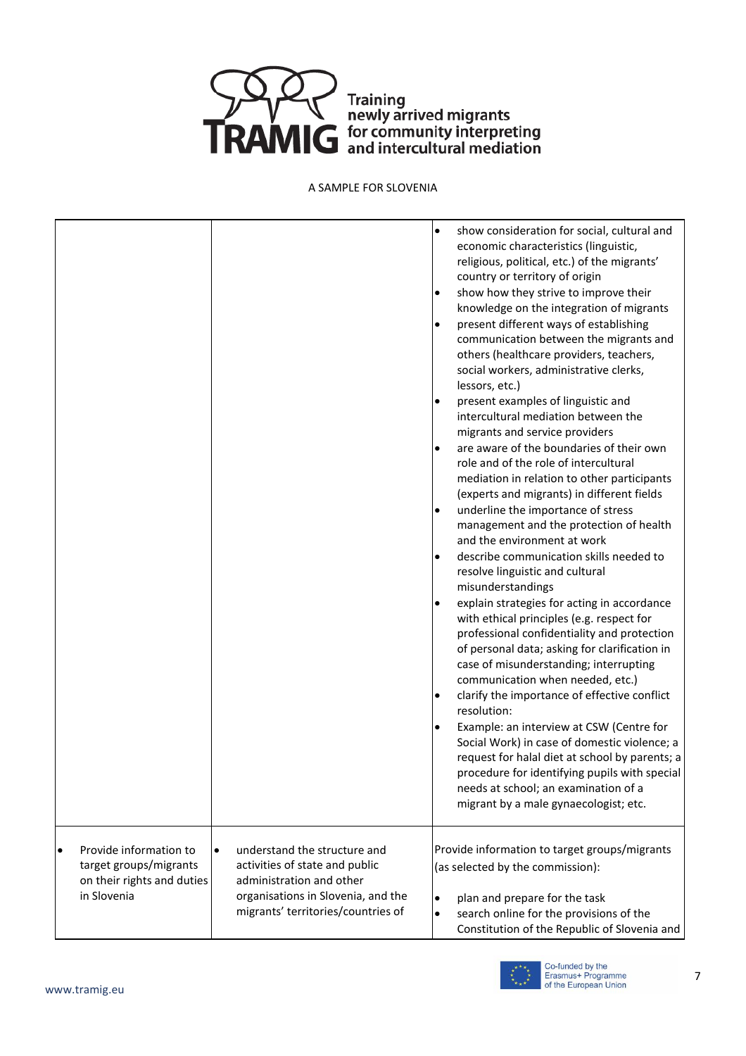A SAMPLE FOR SLOVENIA

| | | |
|---|---|---|
| | | • show consideration for social, cultural and economic characteristics (linguistic, religious, political, etc.) of the migrants' country or territory of origin<br>• show how they strive to improve their knowledge on the integration of migrants<br>• present different ways of establishing communication between the migrants and others (healthcare providers, teachers, social workers, administrative clerks, lessors, etc.)<br>• present examples of linguistic and intercultural mediation between the migrants and service providers<br>• are aware of the boundaries of their own role and of the role of intercultural mediation in relation to other participants (experts and migrants) in different fields<br>• underline the importance of stress management and the protection of health and the environment at work<br>• describe communication skills needed to resolve linguistic and cultural misunderstandings<br>• explain strategies for acting in accordance with ethical principles (e.g. respect for professional confidentiality and protection of personal data; asking for clarification in case of misunderstanding; interrupting communication when needed, etc.)<br>• clarify the importance of effective conflict resolution:<br>• Example: an interview at CSW (Centre for Social Work) in case of domestic violence; a request for halal diet at school by parents; a procedure for identifying pupils with special needs at school; an examination of a migrant by a male gynaecologist; etc. |
| • Provide information to target groups/migrants on their rights and duties in Slovenia | • understand the structure and activities of state and public administration and other organisations in Slovenia, and the migrants' territories/countries of | Provide information to target groups/migrants (as selected by the commission):<br>• plan and prepare for the task<br>• search online for the provisions of the Constitution of the Republic of Slovenia and |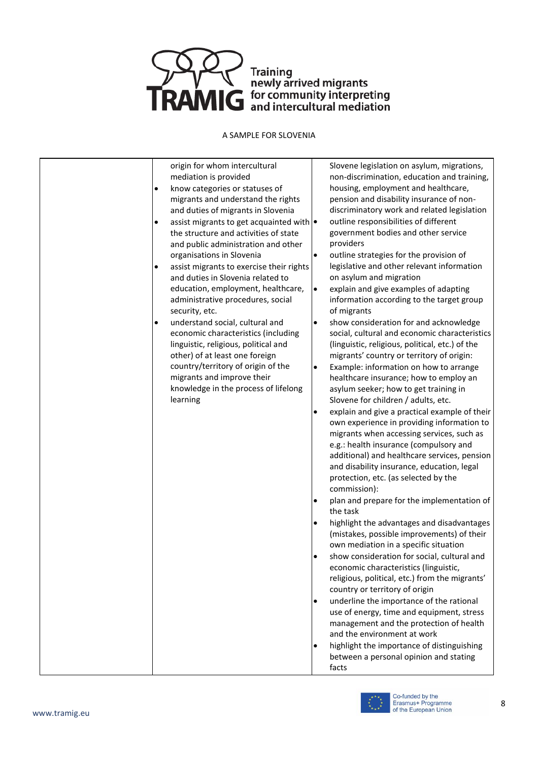A SAMPLE FOR SLOVENIA

| | | |
|---|---|---|
| | origin for whom intercultural mediation is provided<br>• know categories or statuses of migrants and understand the rights and duties of migrants in Slovenia<br>• assist migrants to get acquainted with the structure and activities of state and public administration and other organisations in Slovenia<br>• assist migrants to exercise their rights and duties in Slovenia related to education, employment, healthcare, administrative procedures, social security, etc.<br>• understand social, cultural and economic characteristics (including linguistic, religious, political and other) of at least one foreign country/territory of origin of the migrants and improve their knowledge in the process of lifelong learning | Slovene legislation on asylum, migrations, non-discrimination, education and training, housing, employment and healthcare, pension and disability insurance of non-discriminatory work and related legislation<br>• outline responsibilities of different government bodies and other service providers<br>• outline strategies for the provision of legislative and other relevant information on asylum and migration<br>• explain and give examples of adapting information according to the target group of migrants<br>• show consideration for and acknowledge social, cultural and economic characteristics (linguistic, religious, political, etc.) of the migrants' country or territory of origin:<br>• Example: information on how to arrange healthcare insurance; how to employ an asylum seeker; how to get training in Slovene for children / adults, etc.<br>• explain and give a practical example of their own experience in providing information to migrants when accessing services, such as e.g.: health insurance (compulsory and additional) and healthcare services, pension and disability insurance, education, legal protection, etc. (as selected by the commission):<br>• plan and prepare for the implementation of the task<br>• highlight the advantages and disadvantages (mistakes, possible improvements) of their own mediation in a specific situation<br>• show consideration for social, cultural and economic characteristics (linguistic, religious, political, etc.) from the migrants' country or territory of origin<br>• underline the importance of the rational use of energy, time and equipment, stress management and the protection of health and the environment at work<br>• highlight the importance of distinguishing between a personal opinion and stating facts |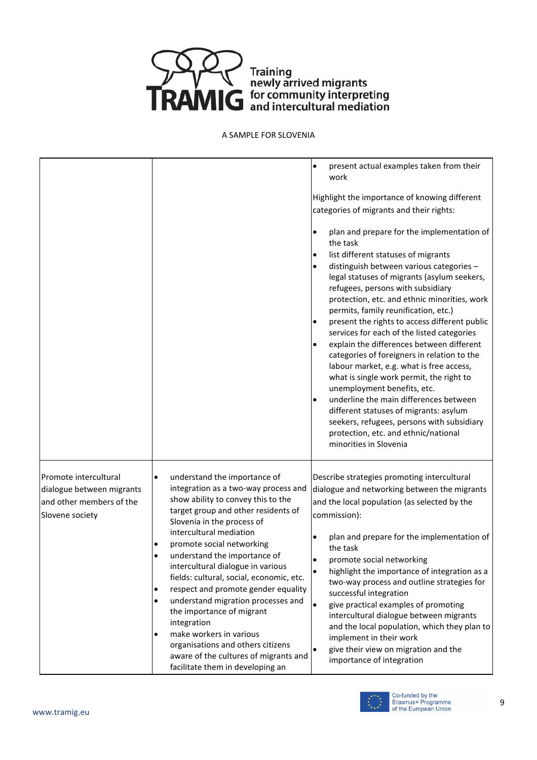A SAMPLE FOR SLOVENIA

| | | |
|---|---|---|
| | | • present actual examples taken from their work<br><br>Highlight the importance of knowing different categories of migrants and their rights:<br><br>• plan and prepare for the implementation of the task<br>• list different statuses of migrants<br>• distinguish between various categories – legal statuses of migrants (asylum seekers, refugees, persons with subsidiary protection, etc. and ethnic minorities, work permits, family reunification, etc.)<br>• present the rights to access different public services for each of the listed categories<br>• explain the differences between different categories of foreigners in relation to the labour market, e.g. what is free access, what is single work permit, the right to unemployment benefits, etc.<br>• underline the main differences between different statuses of migrants: asylum seekers, refugees, persons with subsidiary protection, etc. and ethnic/national minorities in Slovenia |
| Promote intercultural dialogue between migrants and other members of the Slovene society | • understand the importance of integration as a two-way process and show ability to convey this to the target group and other residents of Slovenia in the process of intercultural mediation<br>• promote social networking<br>• understand the importance of intercultural dialogue in various fields: cultural, social, economic, etc.<br>• respect and promote gender equality<br>• understand migration processes and the importance of migrant integration<br>• make workers in various organisations and others citizens aware of the cultures of migrants and facilitate them in developing an | Describe strategies promoting intercultural dialogue and networking between the migrants and the local population (as selected by the commission):<br><br>• plan and prepare for the implementation of the task<br>• promote social networking<br>• highlight the importance of integration as a two-way process and outline strategies for successful integration<br>• give practical examples of promoting intercultural dialogue between migrants and the local population, which they plan to implement in their work<br>• give their view on migration and the importance of integration |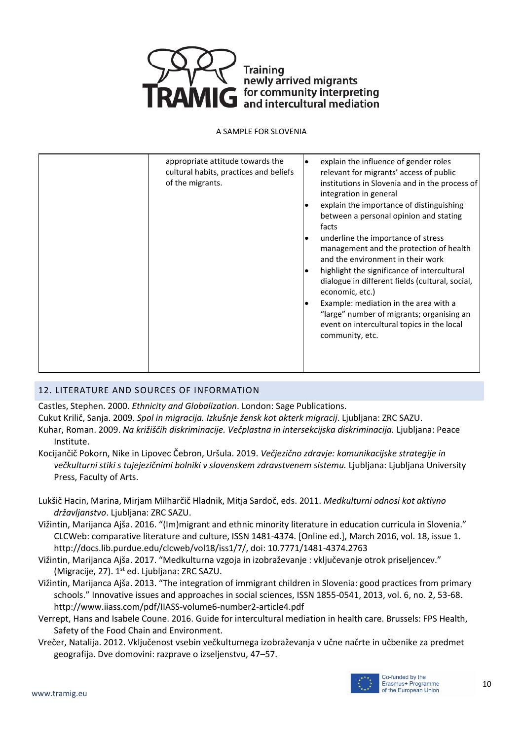| | appropriate attitude towards the cultural habits, practices and beliefs of the migrants. | • explain the influence of gender roles relevant for migrants' access of public institutions in Slovenia and in the process of integration in general<br>• explain the importance of distinguishing between a personal opinion and stating facts<br>• underline the importance of stress management and the protection of health and the environment in their work<br>• highlight the significance of intercultural dialogue in different fields (cultural, social, economic, etc.)<br>• Example: mediation in the area with a "large" number of migrants; organising an event on intercultural topics in the local community, etc. |
|---|---|---|

## 12. LITERATURE AND SOURCES OF INFORMATION

Castles, Stephen. 2000. *Ethnicity and Globalization*. London: Sage Publications.

Cukut Krilič, Sanja. 2009. *Spol in migracija. Izkušnje žensk kot akterk migracij*. Ljubljana: ZRC SAZU.

Kuhar, Roman. 2009. *Na križiščih diskriminacije. Večplastna in intersekcijska diskriminacija.* Ljubljana: Peace Institute.

Kocijančič Pokorn, Nike in Lipovec Čebron, Uršula. 2019. *Večjezično zdravje: komunikacijske strategije in večkulturni stiki s tujejezičnimi bolniki v slovenskem zdravstvenem sistemu.* Ljubljana: Ljubljana University Press, Faculty of Arts.

Lukšič Hacin, Marina, Mirjam Milharčič Hladnik, Mitja Sardoč, eds. 2011. *Medkulturni odnosi kot aktivno državljanstvo*. Ljubljana: ZRC SAZU.

Vižintin, Marijanca Ajša. 2016. "(Im)migrant and ethnic minority literature in education curricula in Slovenia." CLCWeb: comparative literature and culture, ISSN 1481-4374. [Online ed.], March 2016, vol. 18, issue 1. http://docs.lib.purdue.edu/clcweb/vol18/iss1/7/, doi: 10.7771/1481-4374.2763

Vižintin, Marijanca Ajša. 2017. "Medkulturna vzgoja in izobraževanje : vključevanje otrok priseljencev." (Migracije, 27). 1st ed. Ljubljana: ZRC SAZU.

Vižintin, Marijanca Ajša. 2013. "The integration of immigrant children in Slovenia: good practices from primary schools." Innovative issues and approaches in social sciences, ISSN 1855-0541, 2013, vol. 6, no. 2, 53-68. http://www.iiass.com/pdf/IIASS-volume6-number2-article4.pdf

Verrept, Hans and Isabele Coune. 2016. Guide for intercultural mediation in health care. Brussels: FPS Health, Safety of the Food Chain and Environment.

Vrečer, Natalija. 2012. Vključenost vsebin večkulturnega izobraževanja v učne načrte in učbenike za predmet geografija. Dve domovini: razprave o izseljenstvu, 47–57.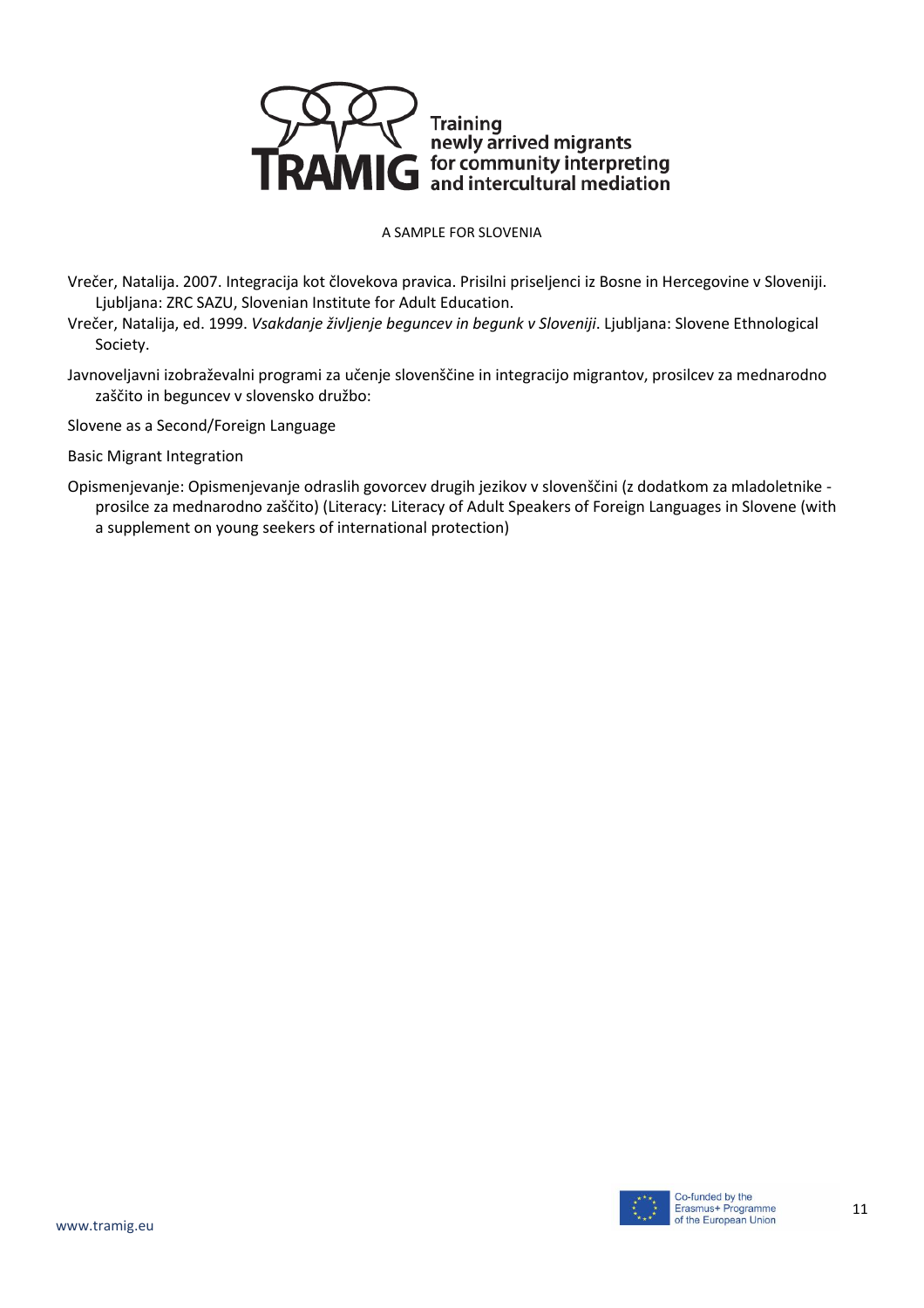A SAMPLE FOR SLOVENIA

Vrečer, Natalija. 2007. Integracija kot človekova pravica. Prisilni priseljenci iz Bosne in Hercegovine v Sloveniji. Ljubljana: ZRC SAZU, Slovenian Institute for Adult Education.

Vrečer, Natalija, ed. 1999. *Vsakdanje življenje beguncev in begunk v Sloveniji*. Ljubljana: Slovene Ethnological Society.

Javnoveljavni izobraževalni programi za učenje slovenščine in integracijo migrantov, prosilcev za mednarodno zaščito in beguncev v slovensko družbo:

Slovene as a Second/Foreign Language

Basic Migrant Integration

Opismenjevanje: Opismenjevanje odraslih govorcev drugih jezikov v slovenščini (z dodatkom za mladoletnike - prosilce za mednarodno zaščito) (Literacy: Literacy of Adult Speakers of Foreign Languages in Slovene (with a supplement on young seekers of international protection)